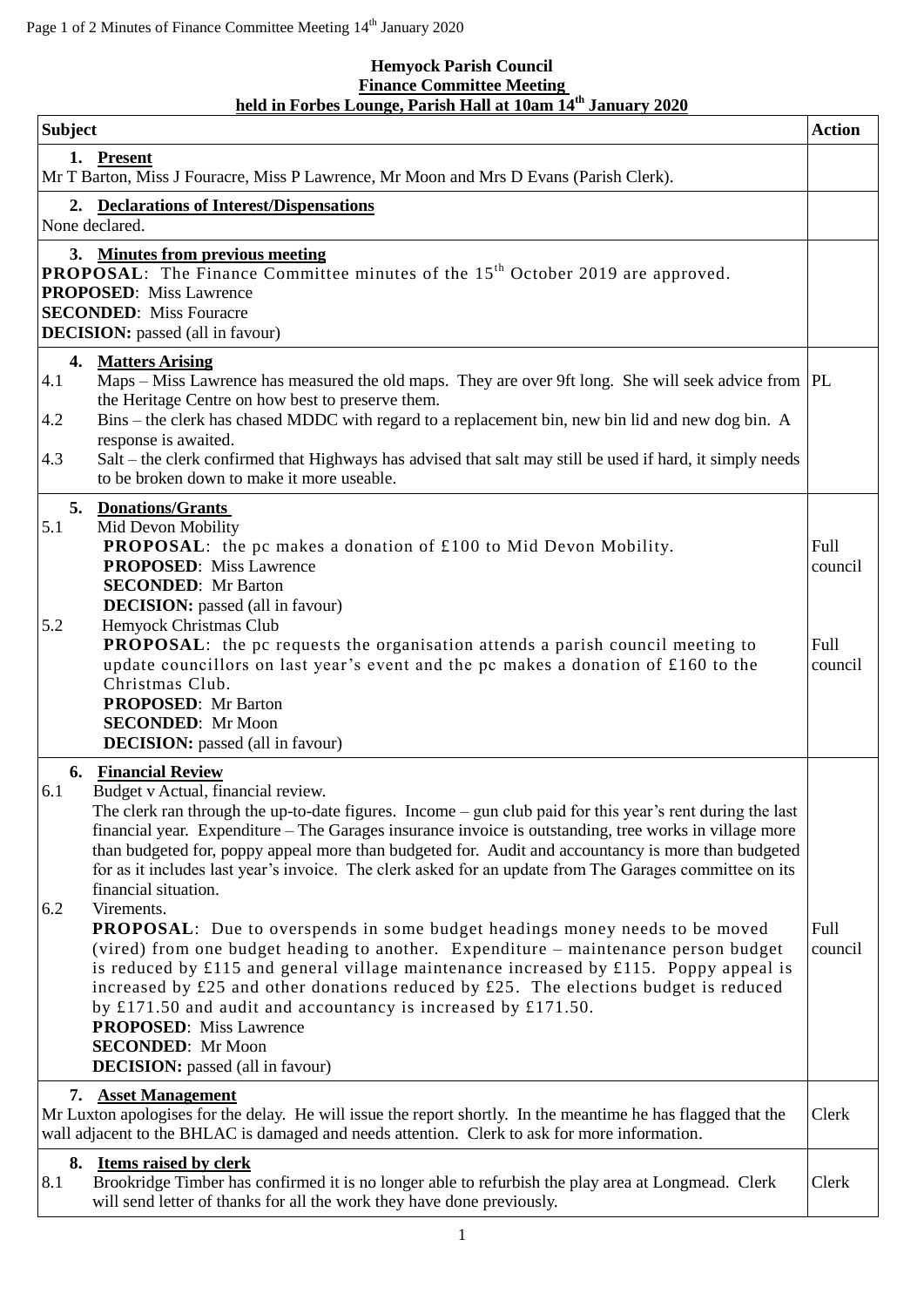**Hemyock Parish Council**
**Finance Committee Meeting**
**held in Forbes Lounge, Parish Hall at 10am 14th January 2020**

| Subject | Action |
|---|---|
| **1. Present**<br>Mr T Barton, Miss J Fouracre, Miss P Lawrence, Mr Moon and Mrs D Evans (Parish Clerk). | |
| **2. Declarations of Interest/Dispensations**<br>None declared. | |
| **3. Minutes from previous meeting**<br>**PROPOSAL**: The Finance Committee minutes of the 15th October 2019 are approved.<br>**PROPOSED**: Miss Lawrence<br>**SECONDED**: Miss Fouracre<br>**DECISION:** passed (all in favour) | |
| **4. Matters Arising**<br>4.1 Maps – Miss Lawrence has measured the old maps. They are over 9ft long. She will seek advice from the Heritage Centre on how best to preserve them.<br>4.2 Bins – the clerk has chased MDDC with regard to a replacement bin, new bin lid and new dog bin. A response is awaited.<br>4.3 Salt – the clerk confirmed that Highways has advised that salt may still be used if hard, it simply needs to be broken down to make it more useable. | PL |
| **5. Donations/Grants**<br>5.1 Mid Devon Mobility<br>**PROPOSAL**: the pc makes a donation of £100 to Mid Devon Mobility.<br>**PROPOSED**: Miss Lawrence<br>**SECONDED**: Mr Barton<br>**DECISION:** passed (all in favour) | Full council |
| 5.2 Hemyock Christmas Club<br>**PROPOSAL**: the pc requests the organisation attends a parish council meeting to update councillors on last year's event and the pc makes a donation of £160 to the Christmas Club.<br>**PROPOSED**: Mr Barton<br>**SECONDED**: Mr Moon<br>**DECISION:** passed (all in favour) | Full council |
| **6. Financial Review**<br>6.1 Budget v Actual, financial review.<br>The clerk ran through the up-to-date figures. Income – gun club paid for this year's rent during the last financial year. Expenditure – The Garages insurance invoice is outstanding, tree works in village more than budgeted for, poppy appeal more than budgeted for. Audit and accountancy is more than budgeted for as it includes last year's invoice. The clerk asked for an update from The Garages committee on its financial situation.<br>6.2 Virements.<br>**PROPOSAL**: Due to overspends in some budget headings money needs to be moved (vired) from one budget heading to another. Expenditure – maintenance person budget is reduced by £115 and general village maintenance increased by £115. Poppy appeal is increased by £25 and other donations reduced by £25. The elections budget is reduced by £171.50 and audit and accountancy is increased by £171.50.<br>**PROPOSED**: Miss Lawrence<br>**SECONDED**: Mr Moon<br>**DECISION:** passed (all in favour) | Full council |
| **7. Asset Management**<br>Mr Luxton apologises for the delay. He will issue the report shortly. In the meantime he has flagged that the wall adjacent to the BHLAC is damaged and needs attention. Clerk to ask for more information. | Clerk |
| **8. Items raised by clerk**<br>8.1 Brookridge Timber has confirmed it is no longer able to refurbish the play area at Longmead. Clerk will send letter of thanks for all the work they have done previously. | Clerk |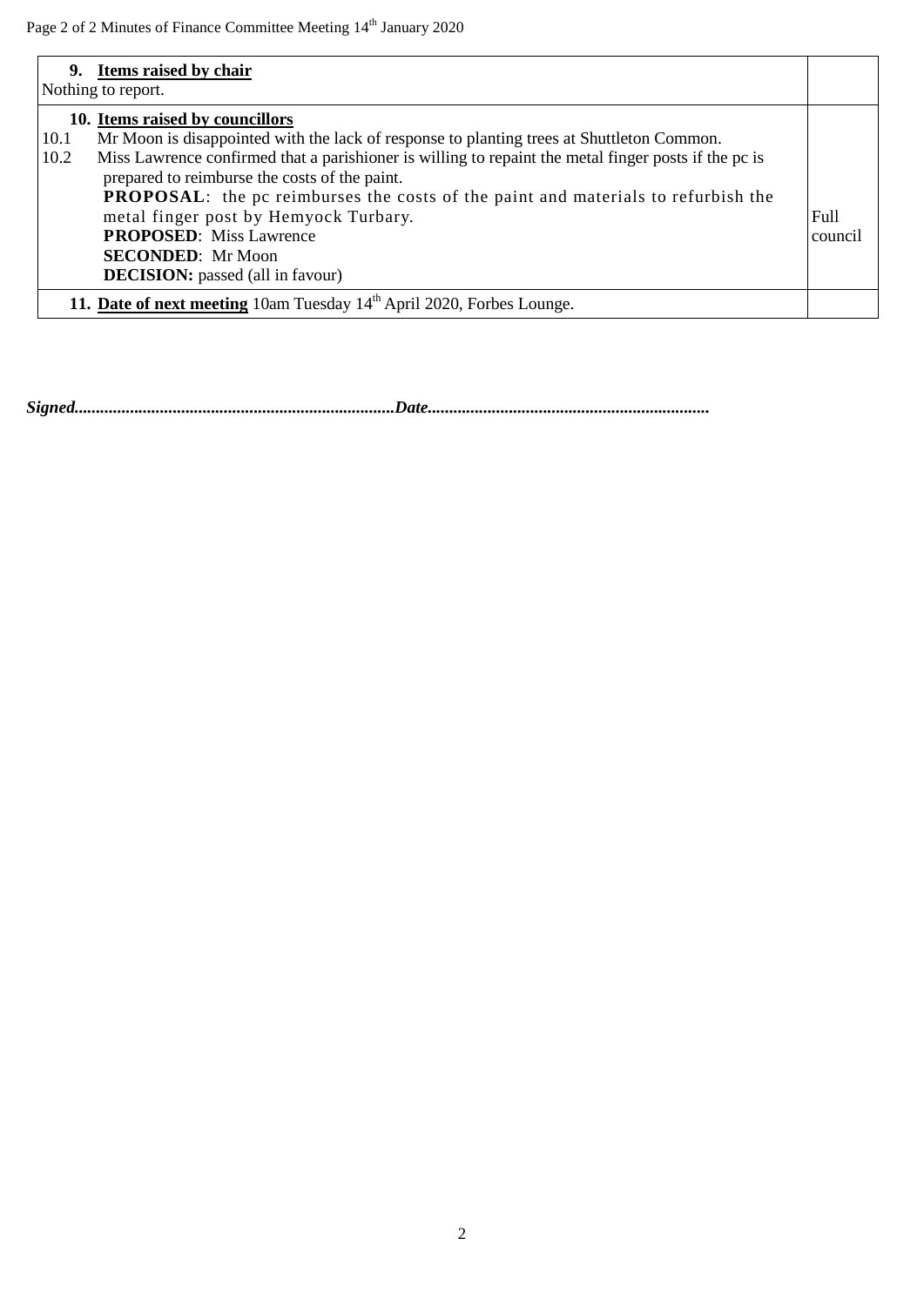| | |
|---|---|
| **9. <u>Items raised by chair</u>**<br>Nothing to report. | |
| **10. <u>Items raised by councillors</u>**<br>10.1 Mr Moon is disappointed with the lack of response to planting trees at Shuttleton Common.<br>10.2 Miss Lawrence confirmed that a parishioner is willing to repaint the metal finger posts if the pc is prepared to reimburse the costs of the paint.<br>**PROPOSAL**: the pc reimburses the costs of the paint and materials to refurbish the metal finger post by Hemyock Turbary.<br>**PROPOSED**: Miss Lawrence<br>**SECONDED**: Mr Moon<br>**DECISION:** passed (all in favour) | Full council |
| **11. <u>Date of next meeting</u>** 10am Tuesday 14th April 2020, Forbes Lounge. | |

***Signed..........................................................................Date.................................................................***